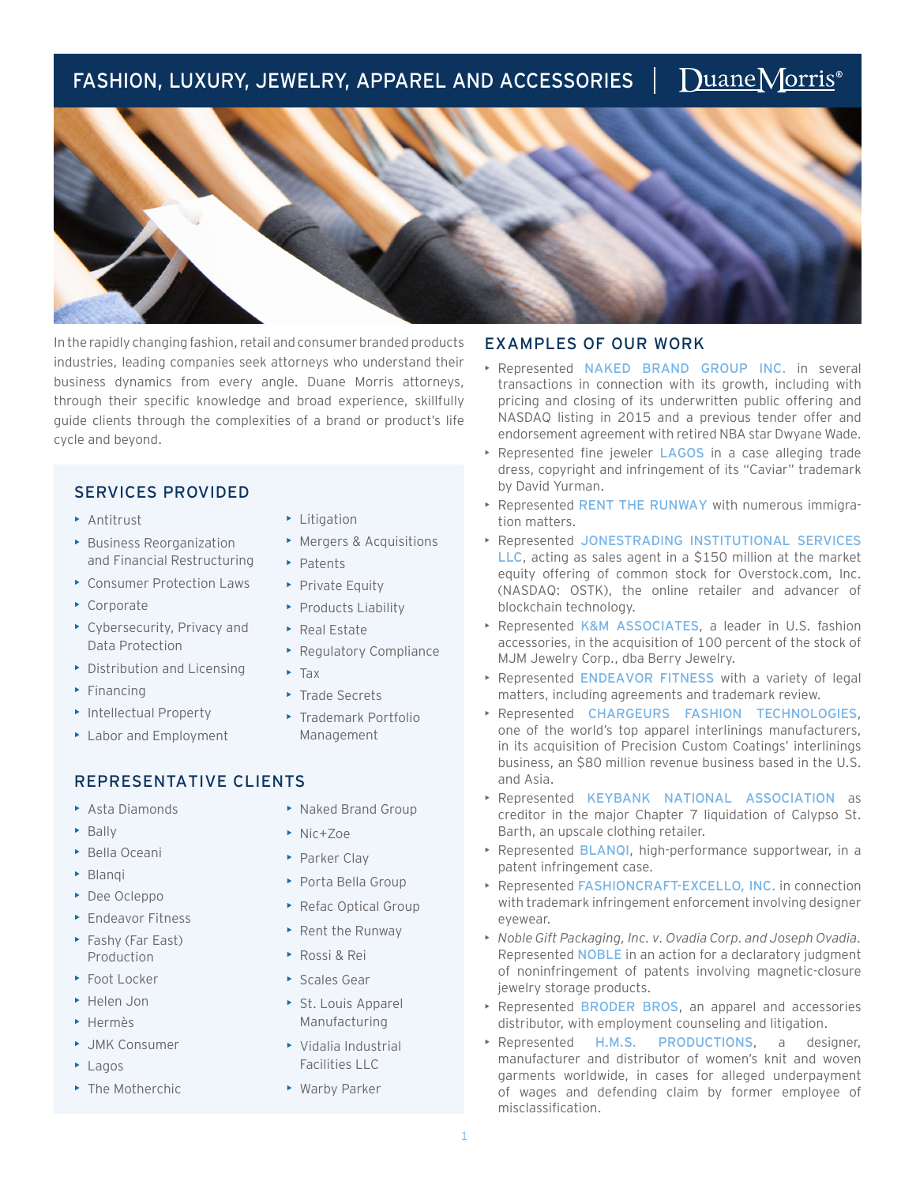# FASHION, LUXURY, JEWELRY, APPAREL AND ACCESSORIES | DuaneMorris®

In the rapidly changing fashion, retail and consumer branded products industries, leading companies seek attorneys who understand their business dynamics from every angle. Duane Morris attorneys, through their specific knowledge and broad experience, skillfully guide clients through the complexities of a brand or product's life cycle and beyond.

## SERVICES PROVIDED

- Antitrust
- Business Reorganization and Financial Restructuring
- Consumer Protection Laws
- Corporate
- Cybersecurity, Privacy and Data Protection
- Distribution and Licensing
- Financing
- Intellectual Property
- Labor and Employment
- Litigation
- Mergers & Acquisitions
- Patents
- Private Equity
- Products Liability
- Real Estate
- Regulatory Compliance
- Tax
- Trade Secrets
- Trademark Portfolio Management

## REPRESENTATIVE CLIENTS

- Asta Diamonds
- Bally
- Bella Oceani
- Blanqi
- Dee Ocleppo
- Endeavor Fitness
- Fashy (Far East) Production
- Foot Locker
- Helen Jon
- Hermès
- JMK Consumer
- Lagos
- The Motherchic
- Naked Brand Group
- Nic+Zoe
- Parker Clay
- Porta Bella Group
- Refac Optical Group
- Rent the Runway
- Rossi & Rei
- Scales Gear
- St. Louis Apparel Manufacturing
- Vidalia Industrial Facilities LLC
- Warby Parker

## EXAMPLES OF OUR WORK

- Represented NAKED BRAND GROUP INC. in several transactions in connection with its growth, including with pricing and closing of its underwritten public offering and NASDAQ listing in 2015 and a previous tender offer and endorsement agreement with retired NBA star Dwyane Wade.
- Represented fine jeweler LAGOS in a case alleging trade dress, copyright and infringement of its "Caviar" trademark by David Yurman.
- Represented RENT THE RUNWAY with numerous immigration matters.
- Represented JONESTRADING INSTITUTIONAL SERVICES LLC, acting as sales agent in a $150 million at the market equity offering of common stock for Overstock.com, Inc. (NASDAQ: OSTK), the online retailer and advancer of blockchain technology.
- Represented K&M ASSOCIATES, a leader in U.S. fashion accessories, in the acquisition of 100 percent of the stock of MJM Jewelry Corp., dba Berry Jewelry.
- Represented ENDEAVOR FITNESS with a variety of legal matters, including agreements and trademark review.
- Represented CHARGEURS FASHION TECHNOLOGIES, one of the world's top apparel interlinings manufacturers, in its acquisition of Precision Custom Coatings' interlinings business, an $80 million revenue business based in the U.S. and Asia.
- Represented KEYBANK NATIONAL ASSOCIATION as creditor in the major Chapter 7 liquidation of Calypso St. Barth, an upscale clothing retailer.
- Represented BLANQI, high-performance supportwear, in a patent infringement case.
- Represented FASHIONCRAFT-EXCELLO, INC. in connection with trademark infringement enforcement involving designer eyewear.
- *Noble Gift Packaging, Inc. v. Ovadia Corp. and Joseph Ovadia.* Represented NOBLE in an action for a declaratory judgment of noninfringement of patents involving magnetic-closure jewelry storage products.
- Represented BRODER BROS, an apparel and accessories distributor, with employment counseling and litigation.
- Represented H.M.S. PRODUCTIONS, a designer, manufacturer and distributor of women's knit and woven garments worldwide, in cases for alleged underpayment of wages and defending claim by former employee of misclassification.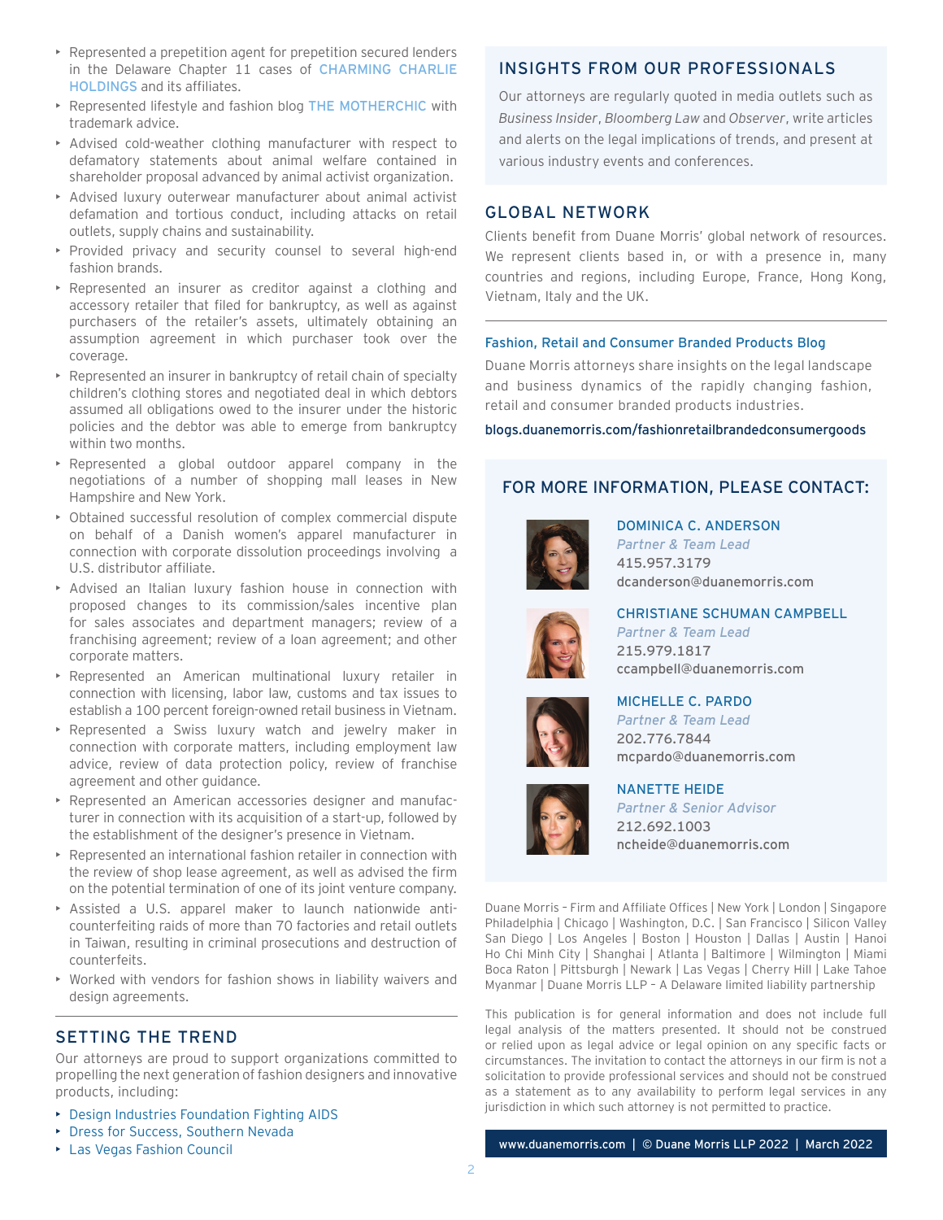- Represented a prepetition agent for prepetition secured lenders in the Delaware Chapter 11 cases of CHARMING CHARLIE HOLDINGS and its affiliates.
- Represented lifestyle and fashion blog THE MOTHERCHIC with trademark advice.
- Advised cold-weather clothing manufacturer with respect to defamatory statements about animal welfare contained in shareholder proposal advanced by animal activist organization.
- Advised luxury outerwear manufacturer about animal activist defamation and tortious conduct, including attacks on retail outlets, supply chains and sustainability.
- Provided privacy and security counsel to several high-end fashion brands.
- Represented an insurer as creditor against a clothing and accessory retailer that filed for bankruptcy, as well as against purchasers of the retailer's assets, ultimately obtaining an assumption agreement in which purchaser took over the coverage.
- Represented an insurer in bankruptcy of retail chain of specialty children's clothing stores and negotiated deal in which debtors assumed all obligations owed to the insurer under the historic policies and the debtor was able to emerge from bankruptcy within two months.
- Represented a global outdoor apparel company in the negotiations of a number of shopping mall leases in New Hampshire and New York.
- Obtained successful resolution of complex commercial dispute on behalf of a Danish women's apparel manufacturer in connection with corporate dissolution proceedings involving a U.S. distributor affiliate.
- Advised an Italian luxury fashion house in connection with proposed changes to its commission/sales incentive plan for sales associates and department managers; review of a franchising agreement; review of a loan agreement; and other corporate matters.
- Represented an American multinational luxury retailer in connection with licensing, labor law, customs and tax issues to establish a 100 percent foreign-owned retail business in Vietnam.
- Represented a Swiss luxury watch and jewelry maker in connection with corporate matters, including employment law advice, review of data protection policy, review of franchise agreement and other guidance.
- Represented an American accessories designer and manufacturer in connection with its acquisition of a start-up, followed by the establishment of the designer's presence in Vietnam.
- Represented an international fashion retailer in connection with the review of shop lease agreement, as well as advised the firm on the potential termination of one of its joint venture company.
- Assisted a U.S. apparel maker to launch nationwide anti-counterfeiting raids of more than 70 factories and retail outlets in Taiwan, resulting in criminal prosecutions and destruction of counterfeits.
- Worked with vendors for fashion shows in liability waivers and design agreements.

## SETTING THE TREND

Our attorneys are proud to support organizations committed to propelling the next generation of fashion designers and innovative products, including:

- Design Industries Foundation Fighting AIDS
- Dress for Success, Southern Nevada
- Las Vegas Fashion Council

## INSIGHTS FROM OUR PROFESSIONALS

Our attorneys are regularly quoted in media outlets such as *Business Insider*, *Bloomberg Law* and *Observer*, write articles and alerts on the legal implications of trends, and present at various industry events and conferences.

## GLOBAL NETWORK

Clients benefit from Duane Morris' global network of resources. We represent clients based in, or with a presence in, many countries and regions, including Europe, France, Hong Kong, Vietnam, Italy and the UK.

### Fashion, Retail and Consumer Branded Products Blog

Duane Morris attorneys share insights on the legal landscape and business dynamics of the rapidly changing fashion, retail and consumer branded products industries.

**blogs.duanemorris.com/fashionretailbrandedconsumergoods**

## FOR MORE INFORMATION, PLEASE CONTACT:

**DOMINICA C. ANDERSON**
*Partner & Team Lead*
415.957.3179
dcanderson@duanemorris.com

**CHRISTIANE SCHUMAN CAMPBELL**
*Partner & Team Lead*
215.979.1817
ccampbell@duanemorris.com

**MICHELLE C. PARDO**
*Partner & Team Lead*
202.776.7844
mcpardo@duanemorris.com

**NANETTE HEIDE**
*Partner & Senior Advisor*
212.692.1003
ncheide@duanemorris.com

Duane Morris – Firm and Affiliate Offices | New York | London | Singapore Philadelphia | Chicago | Washington, D.C. | San Francisco | Silicon Valley San Diego | Los Angeles | Boston | Houston | Dallas | Austin | Hanoi Ho Chi Minh City | Shanghai | Atlanta | Baltimore | Wilmington | Miami Boca Raton | Pittsburgh | Newark | Las Vegas | Cherry Hill | Lake Tahoe Myanmar | Duane Morris LLP – A Delaware limited liability partnership

This publication is for general information and does not include full legal analysis of the matters presented. It should not be construed or relied upon as legal advice or legal opinion on any specific facts or circumstances. The invitation to contact the attorneys in our firm is not a solicitation to provide professional services and should not be construed as a statement as to any availability to perform legal services in any jurisdiction in which such attorney is not permitted to practice.

www.duanemorris.com | © Duane Morris LLP 2022 | March 2022